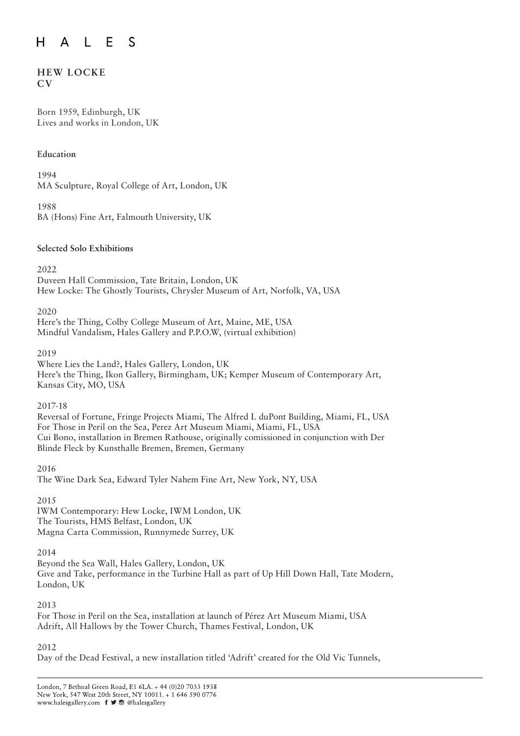# HALES

## HEW LOCKE
## CV

Born 1959, Edinburgh, UK
Lives and works in London, UK

### Education

1994
MA Sculpture, Royal College of Art, London, UK

1988
BA (Hons) Fine Art, Falmouth University, UK

### Selected Solo Exhibitions

2022
Duveen Hall Commission, Tate Britain, London, UK
Hew Locke: The Ghostly Tourists, Chrysler Museum of Art, Norfolk, VA, USA

2020
Here's the Thing, Colby College Museum of Art, Maine, ME, USA
Mindful Vandalism, Hales Gallery and P.P.O.W, (virtual exhibition)

2019
Where Lies the Land?, Hales Gallery, London, UK
Here's the Thing, Ikon Gallery, Birmingham, UK; Kemper Museum of Contemporary Art, Kansas City, MO, USA

2017-18
Reversal of Fortune, Fringe Projects Miami, The Alfred I. duPont Building, Miami, FL, USA
For Those in Peril on the Sea, Perez Art Museum Miami, Miami, FL, USA
Cui Bono, installation in Bremen Rathouse, originally comissioned in conjunction with Der Blinde Fleck by Kunsthalle Bremen, Bremen, Germany

2016
The Wine Dark Sea, Edward Tyler Nahem Fine Art, New York, NY, USA

2015
IWM Contemporary: Hew Locke, IWM London, UK
The Tourists, HMS Belfast, London, UK
Magna Carta Commission, Runnymede Surrey, UK

2014
Beyond the Sea Wall, Hales Gallery, London, UK
Give and Take, performance in the Turbine Hall as part of Up Hill Down Hall, Tate Modern, London, UK

2013
For Those in Peril on the Sea, installation at launch of Pérez Art Museum Miami, USA
Adrift, All Hallows by the Tower Church, Thames Festival, London, UK

2012
Day of the Dead Festival, a new installation titled 'Adrift' created for the Old Vic Tunnels,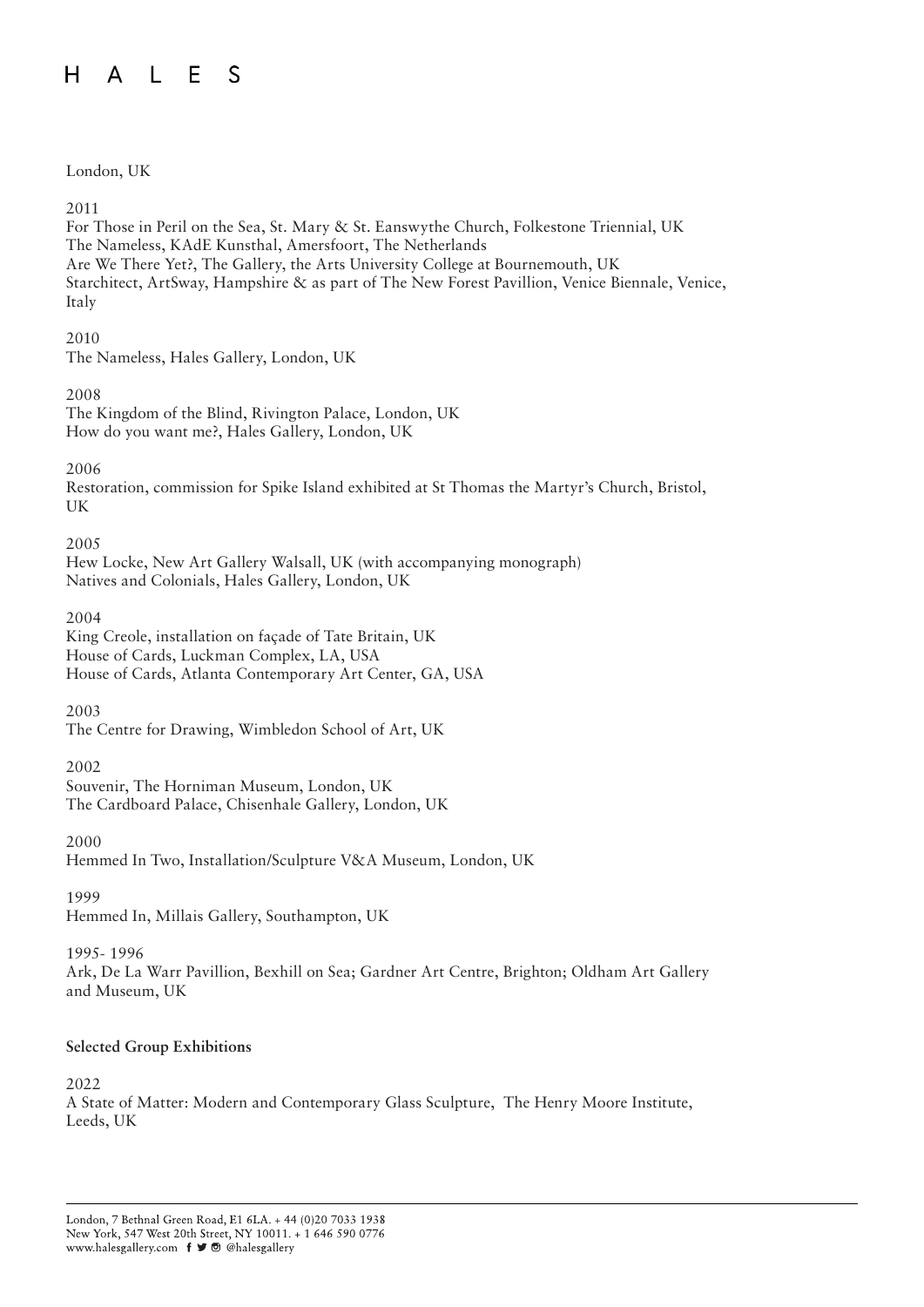London, UK

2011
For Those in Peril on the Sea, St. Mary & St. Eanswythe Church, Folkestone Triennial, UK
The Nameless, KAdE Kunsthal, Amersfoort, The Netherlands
Are We There Yet?, The Gallery, the Arts University College at Bournemouth, UK
Starchitect, ArtSway, Hampshire & as part of The New Forest Pavillion, Venice Biennale, Venice, Italy

2010
The Nameless, Hales Gallery, London, UK

2008
The Kingdom of the Blind, Rivington Palace, London, UK
How do you want me?, Hales Gallery, London, UK

2006
Restoration, commission for Spike Island exhibited at St Thomas the Martyr's Church, Bristol, UK

2005
Hew Locke, New Art Gallery Walsall, UK (with accompanying monograph)
Natives and Colonials, Hales Gallery, London, UK

2004
King Creole, installation on façade of Tate Britain, UK
House of Cards, Luckman Complex, LA, USA
House of Cards, Atlanta Contemporary Art Center, GA, USA

2003
The Centre for Drawing, Wimbledon School of Art, UK

2002
Souvenir, The Horniman Museum, London, UK
The Cardboard Palace, Chisenhale Gallery, London, UK

2000
Hemmed In Two, Installation/Sculpture V&A Museum, London, UK

1999
Hemmed In, Millais Gallery, Southampton, UK

1995- 1996
Ark, De La Warr Pavillion, Bexhill on Sea; Gardner Art Centre, Brighton; Oldham Art Gallery and Museum, UK

**Selected Group Exhibitions**

2022
A State of Matter: Modern and Contemporary Glass Sculpture, The Henry Moore Institute, Leeds, UK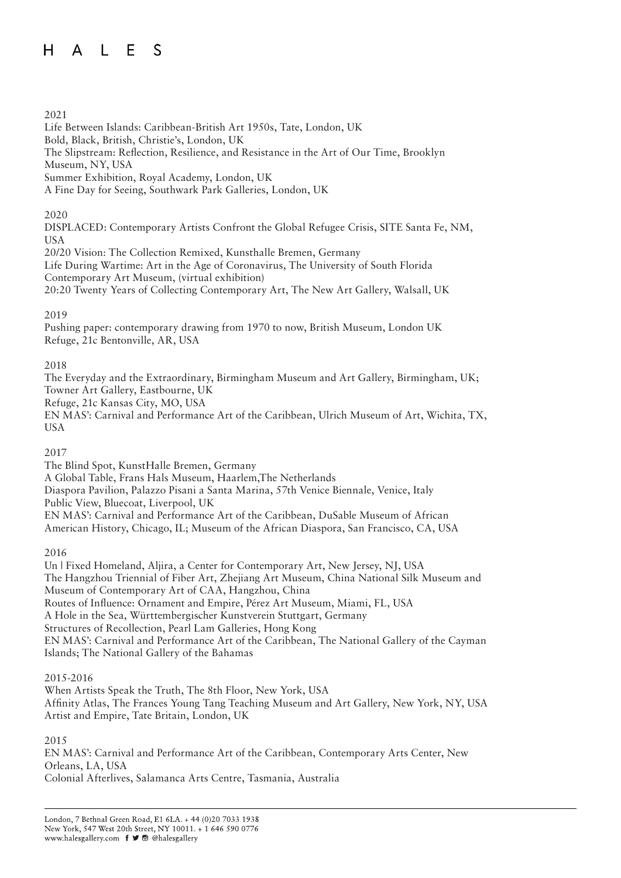2021

Life Between Islands: Caribbean-British Art 1950s, Tate, London, UK
Bold, Black, British, Christie's, London, UK
The Slipstream: Reflection, Resilience, and Resistance in the Art of Our Time, Brooklyn Museum, NY, USA
Summer Exhibition, Royal Academy, London, UK
A Fine Day for Seeing, Southwark Park Galleries, London, UK

2020

DISPLACED: Contemporary Artists Confront the Global Refugee Crisis, SITE Santa Fe, NM, USA
20/20 Vision: The Collection Remixed, Kunsthalle Bremen, Germany
Life During Wartime: Art in the Age of Coronavirus, The University of South Florida Contemporary Art Museum, (virtual exhibition)
20:20 Twenty Years of Collecting Contemporary Art, The New Art Gallery, Walsall, UK

2019

Pushing paper: contemporary drawing from 1970 to now, British Museum, London UK
Refuge, 21c Bentonville, AR, USA

2018

The Everyday and the Extraordinary, Birmingham Museum and Art Gallery, Birmingham, UK; Towner Art Gallery, Eastbourne, UK
Refuge, 21c Kansas City, MO, USA
EN MAS': Carnival and Performance Art of the Caribbean, Ulrich Museum of Art, Wichita, TX, USA

2017

The Blind Spot, KunstHalle Bremen, Germany
A Global Table, Frans Hals Museum, Haarlem,The Netherlands
Diaspora Pavilion, Palazzo Pisani a Santa Marina, 57th Venice Biennale, Venice, Italy
Public View, Bluecoat, Liverpool, UK
EN MAS': Carnival and Performance Art of the Caribbean, DuSable Museum of African American History, Chicago, IL; Museum of the African Diaspora, San Francisco, CA, USA

2016

Un | Fixed Homeland, Aljira, a Center for Contemporary Art, New Jersey, NJ, USA
The Hangzhou Triennial of Fiber Art, Zhejiang Art Museum, China National Silk Museum and Museum of Contemporary Art of CAA, Hangzhou, China
Routes of Influence: Ornament and Empire, Pérez Art Museum, Miami, FL, USA
A Hole in the Sea, Württembergischer Kunstverein Stuttgart, Germany
Structures of Recollection, Pearl Lam Galleries, Hong Kong
EN MAS': Carnival and Performance Art of the Caribbean, The National Gallery of the Cayman Islands; The National Gallery of the Bahamas

2015-2016

When Artists Speak the Truth, The 8th Floor, New York, USA
Affinity Atlas, The Frances Young Tang Teaching Museum and Art Gallery, New York, NY, USA
Artist and Empire, Tate Britain, London, UK

2015

EN MAS': Carnival and Performance Art of the Caribbean, Contemporary Arts Center, New Orleans, LA, USA
Colonial Afterlives, Salamanca Arts Centre, Tasmania, Australia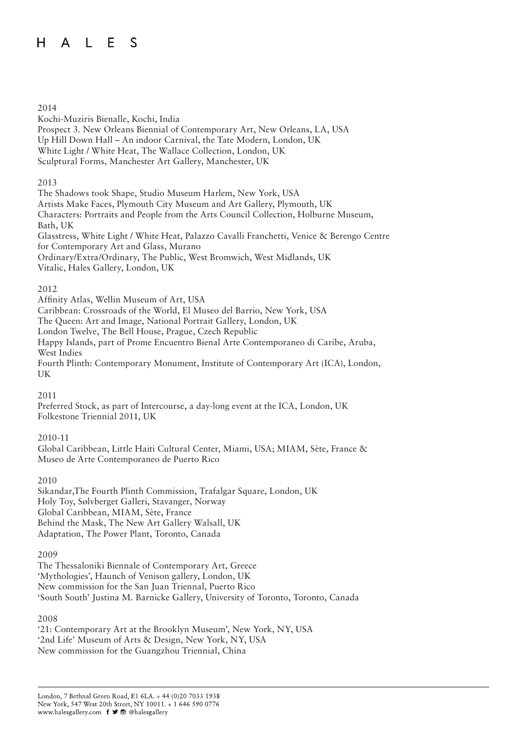2014

Kochi-Muziris Bienalle, Kochi, India
Prospect 3. New Orleans Biennial of Contemporary Art, New Orleans, LA, USA
Up Hill Down Hall – An indoor Carnival, the Tate Modern, London, UK
White Light / White Heat, The Wallace Collection, London, UK
Sculptural Forms, Manchester Art Gallery, Manchester, UK

2013

The Shadows took Shape, Studio Museum Harlem, New York, USA
Artists Make Faces, Plymouth City Museum and Art Gallery, Plymouth, UK
Characters: Portraits and People from the Arts Council Collection, Holburne Museum, Bath, UK
Glasstress, White Light / White Heat, Palazzo Cavalli Franchetti, Venice & Berengo Centre for Contemporary Art and Glass, Murano
Ordinary/Extra/Ordinary, The Public, West Bromwich, West Midlands, UK
Vitalic, Hales Gallery, London, UK

2012

Affinity Atlas, Wellin Museum of Art, USA
Caribbean: Crossroads of the World, El Museo del Barrio, New York, USA
The Queen: Art and Image, National Portrait Gallery, London, UK
London Twelve, The Bell House, Prague, Czech Republic
Happy Islands, part of Prome Encuentro Bienal Arte Contemporaneo di Caribe, Aruba, West Indies
Fourth Plinth: Contemporary Monument, Institute of Contemporary Art (ICA), London, UK

2011

Preferred Stock, as part of Intercourse, a day-long event at the ICA, London, UK
Folkestone Triennial 2011, UK

2010-11

Global Caribbean, Little Haiti Cultural Center, Miami, USA; MIAM, Sète, France & Museo de Arte Contemporaneo de Puerto Rico

2010

Sikandar,The Fourth Plinth Commission, Trafalgar Square, London, UK
Holy Toy, Sølvberget Galleri, Stavanger, Norway
Global Caribbean, MIAM, Sète, France
Behind the Mask, The New Art Gallery Walsall, UK
Adaptation, The Power Plant, Toronto, Canada

2009

The Thessaloniki Biennale of Contemporary Art, Greece
'Mythologies', Haunch of Venison gallery, London, UK
New commission for the San Juan Triennal, Puerto Rico
'South South' Justina M. Barnicke Gallery, University of Toronto, Toronto, Canada

2008

'21: Contemporary Art at the Brooklyn Museum', New York, NY, USA
'2nd Life' Museum of Arts & Design, New York, NY, USA
New commission for the Guangzhou Triennial, China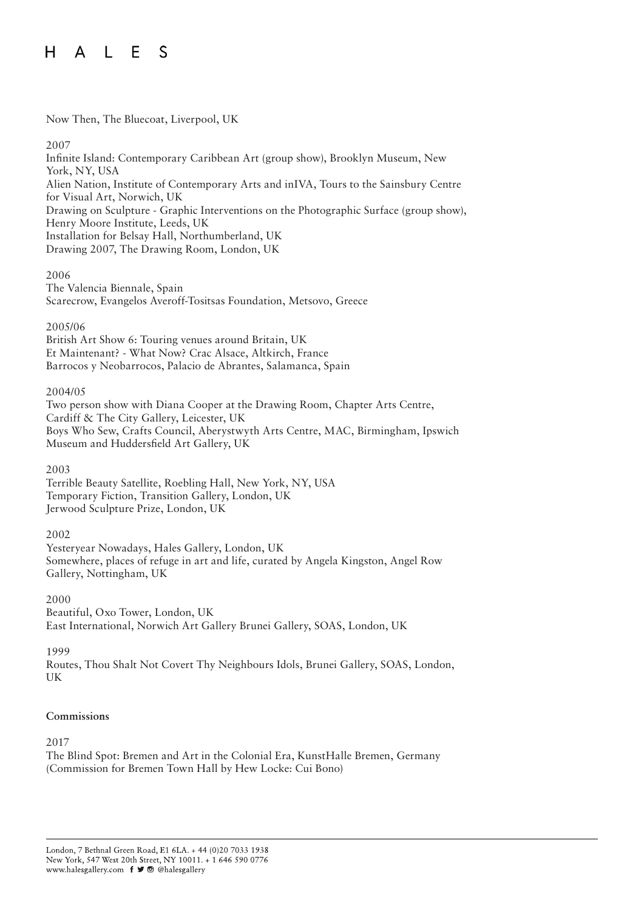Now Then, The Bluecoat, Liverpool, UK

2007
Infinite Island: Contemporary Caribbean Art (group show), Brooklyn Museum, New York, NY, USA
Alien Nation, Institute of Contemporary Arts and inIVA, Tours to the Sainsbury Centre for Visual Art, Norwich, UK
Drawing on Sculpture - Graphic Interventions on the Photographic Surface (group show), Henry Moore Institute, Leeds, UK
Installation for Belsay Hall, Northumberland, UK
Drawing 2007, The Drawing Room, London, UK

2006
The Valencia Biennale, Spain
Scarecrow, Evangelos Averoff-Tositsas Foundation, Metsovo, Greece

2005/06
British Art Show 6: Touring venues around Britain, UK
Et Maintenant? - What Now? Crac Alsace, Altkirch, France
Barrocos y Neobarrocos, Palacio de Abrantes, Salamanca, Spain

2004/05
Two person show with Diana Cooper at the Drawing Room, Chapter Arts Centre, Cardiff & The City Gallery, Leicester, UK
Boys Who Sew, Crafts Council, Aberystwyth Arts Centre, MAC, Birmingham, Ipswich Museum and Huddersfield Art Gallery, UK

2003
Terrible Beauty Satellite, Roebling Hall, New York, NY, USA
Temporary Fiction, Transition Gallery, London, UK
Jerwood Sculpture Prize, London, UK

2002
Yesteryear Nowadays, Hales Gallery, London, UK
Somewhere, places of refuge in art and life, curated by Angela Kingston, Angel Row Gallery, Nottingham, UK

2000
Beautiful, Oxo Tower, London, UK
East International, Norwich Art Gallery Brunei Gallery, SOAS, London, UK

1999
Routes, Thou Shalt Not Covert Thy Neighbours Idols, Brunei Gallery, SOAS, London, UK

**Commissions**

2017
The Blind Spot: Bremen and Art in the Colonial Era, KunstHalle Bremen, Germany (Commission for Bremen Town Hall by Hew Locke: Cui Bono)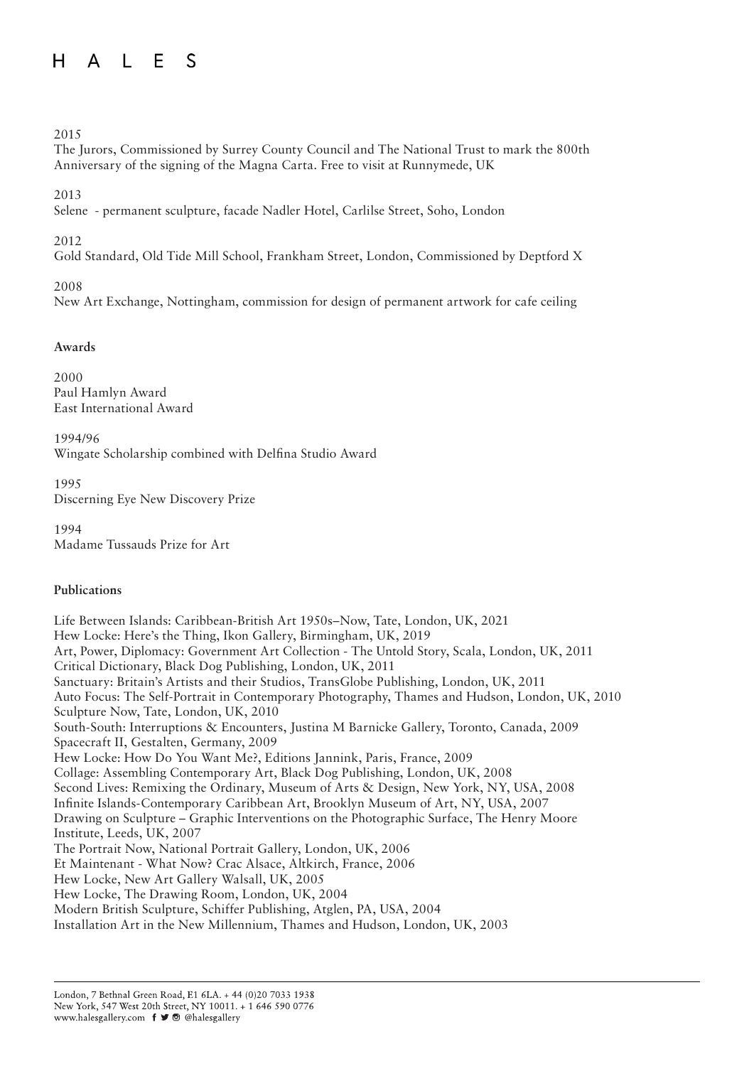2015
The Jurors, Commissioned by Surrey County Council and The National Trust to mark the 800th Anniversary of the signing of the Magna Carta. Free to visit at Runnymede, UK

2013
Selene - permanent sculpture, facade Nadler Hotel, Carlilse Street, Soho, London

2012
Gold Standard, Old Tide Mill School, Frankham Street, London, Commissioned by Deptford X

2008
New Art Exchange, Nottingham, commission for design of permanent artwork for cafe ceiling

### Awards

2000
Paul Hamlyn Award
East International Award

1994/96
Wingate Scholarship combined with Delfina Studio Award

1995
Discerning Eye New Discovery Prize

1994
Madame Tussauds Prize for Art

### Publications

Life Between Islands: Caribbean-British Art 1950s–Now, Tate, London, UK, 2021
Hew Locke: Here's the Thing, Ikon Gallery, Birmingham, UK, 2019
Art, Power, Diplomacy: Government Art Collection - The Untold Story, Scala, London, UK, 2011
Critical Dictionary, Black Dog Publishing, London, UK, 2011
Sanctuary: Britain's Artists and their Studios, TransGlobe Publishing, London, UK, 2011
Auto Focus: The Self-Portrait in Contemporary Photography, Thames and Hudson, London, UK, 2010
Sculpture Now, Tate, London, UK, 2010
South-South: Interruptions & Encounters, Justina M Barnicke Gallery, Toronto, Canada, 2009
Spacecraft II, Gestalten, Germany, 2009
Hew Locke: How Do You Want Me?, Editions Jannink, Paris, France, 2009
Collage: Assembling Contemporary Art, Black Dog Publishing, London, UK, 2008
Second Lives: Remixing the Ordinary, Museum of Arts & Design, New York, NY, USA, 2008
Infinite Islands-Contemporary Caribbean Art, Brooklyn Museum of Art, NY, USA, 2007
Drawing on Sculpture – Graphic Interventions on the Photographic Surface, The Henry Moore Institute, Leeds, UK, 2007
The Portrait Now, National Portrait Gallery, London, UK, 2006
Et Maintenant - What Now? Crac Alsace, Altkirch, France, 2006
Hew Locke, New Art Gallery Walsall, UK, 2005
Hew Locke, The Drawing Room, London, UK, 2004
Modern British Sculpture, Schiffer Publishing, Atglen, PA, USA, 2004
Installation Art in the New Millennium, Thames and Hudson, London, UK, 2003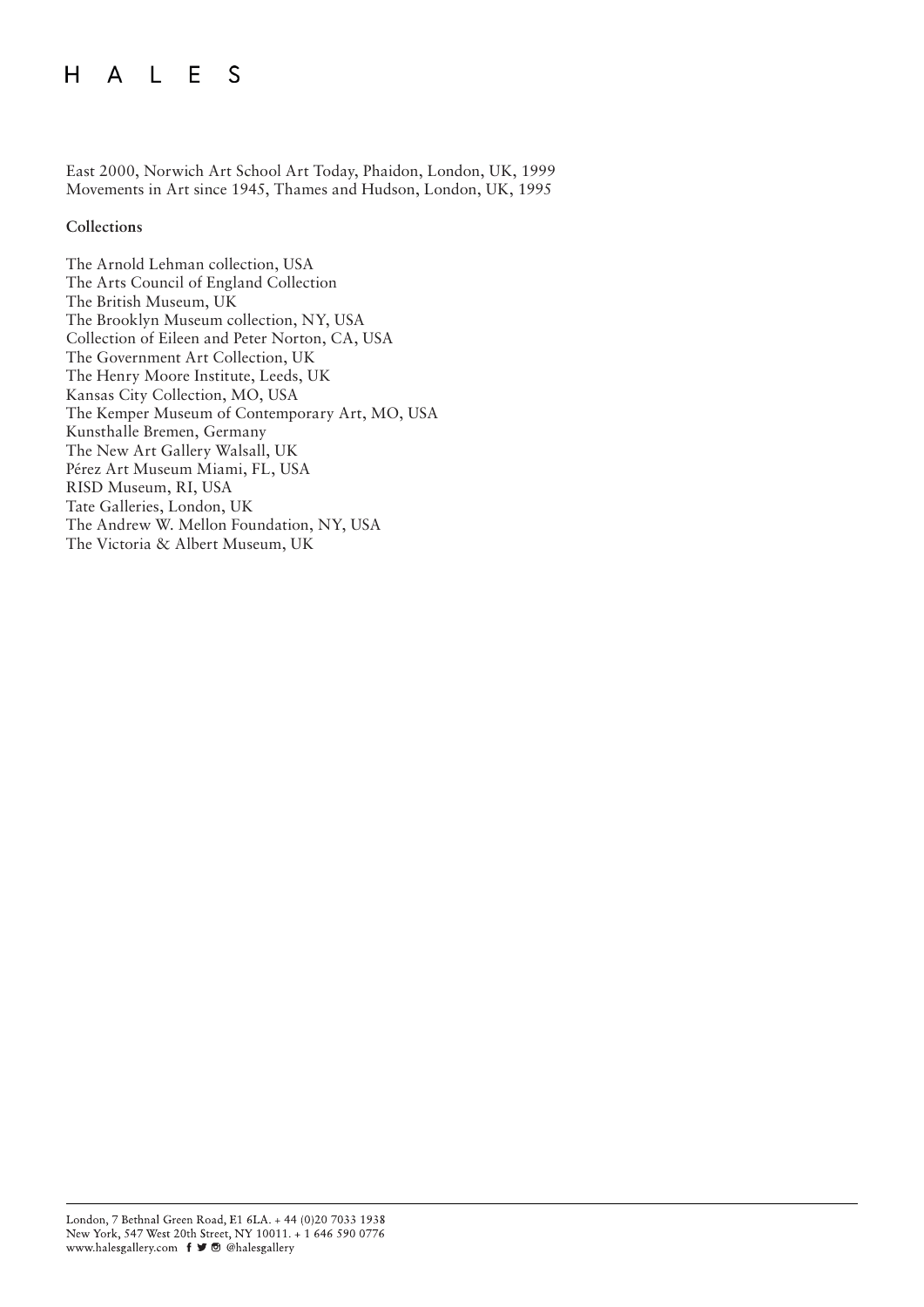East 2000, Norwich Art School Art Today, Phaidon, London, UK, 1999
Movements in Art since 1945, Thames and Hudson, London, UK, 1995

**Collections**

The Arnold Lehman collection, USA
The Arts Council of England Collection
The British Museum, UK
The Brooklyn Museum collection, NY, USA
Collection of Eileen and Peter Norton, CA, USA
The Government Art Collection, UK
The Henry Moore Institute, Leeds, UK
Kansas City Collection, MO, USA
The Kemper Museum of Contemporary Art, MO, USA
Kunsthalle Bremen, Germany
The New Art Gallery Walsall, UK
Pérez Art Museum Miami, FL, USA
RISD Museum, RI, USA
Tate Galleries, London, UK
The Andrew W. Mellon Foundation, NY, USA
The Victoria & Albert Museum, UK